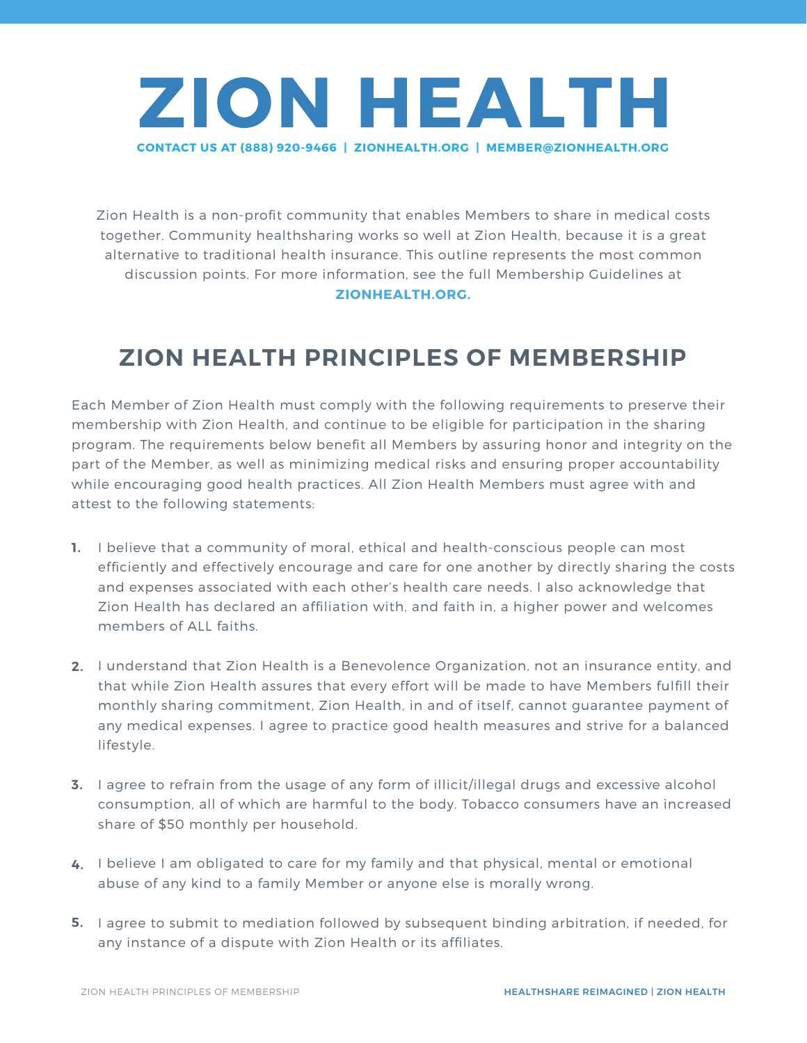# ZION HEALTH

**CONTACT US AT (888) 920-9466 | ZIONHEALTH.ORG | MEMBER@ZIONHEALTH.ORG**

Zion Health is a non-profit community that enables Members to share in medical costs together. Community healthsharing works so well at Zion Health, because it is a great alternative to traditional health insurance. This outline represents the most common discussion points. For more information, see the full Membership Guidelines at **ZIONHEALTH.ORG.**

## ZION HEALTH PRINCIPLES OF MEMBERSHIP

Each Member of Zion Health must comply with the following requirements to preserve their membership with Zion Health, and continue to be eligible for participation in the sharing program. The requirements below benefit all Members by assuring honor and integrity on the part of the Member, as well as minimizing medical risks and ensuring proper accountability while encouraging good health practices. All Zion Health Members must agree with and attest to the following statements:

1. I believe that a community of moral, ethical and health-conscious people can most efficiently and effectively encourage and care for one another by directly sharing the costs and expenses associated with each other's health care needs. I also acknowledge that Zion Health has declared an affiliation with, and faith in, a higher power and welcomes members of ALL faiths.

2. I understand that Zion Health is a Benevolence Organization, not an insurance entity, and that while Zion Health assures that every effort will be made to have Members fulfill their monthly sharing commitment, Zion Health, in and of itself, cannot guarantee payment of any medical expenses. I agree to practice good health measures and strive for a balanced lifestyle.

3. I agree to refrain from the usage of any form of illicit/illegal drugs and excessive alcohol consumption, all of which are harmful to the body. Tobacco consumers have an increased share of $50 monthly per household.

4. I believe I am obligated to care for my family and that physical, mental or emotional abuse of any kind to a family Member or anyone else is morally wrong.

5. I agree to submit to mediation followed by subsequent binding arbitration, if needed, for any instance of a dispute with Zion Health or its affiliates.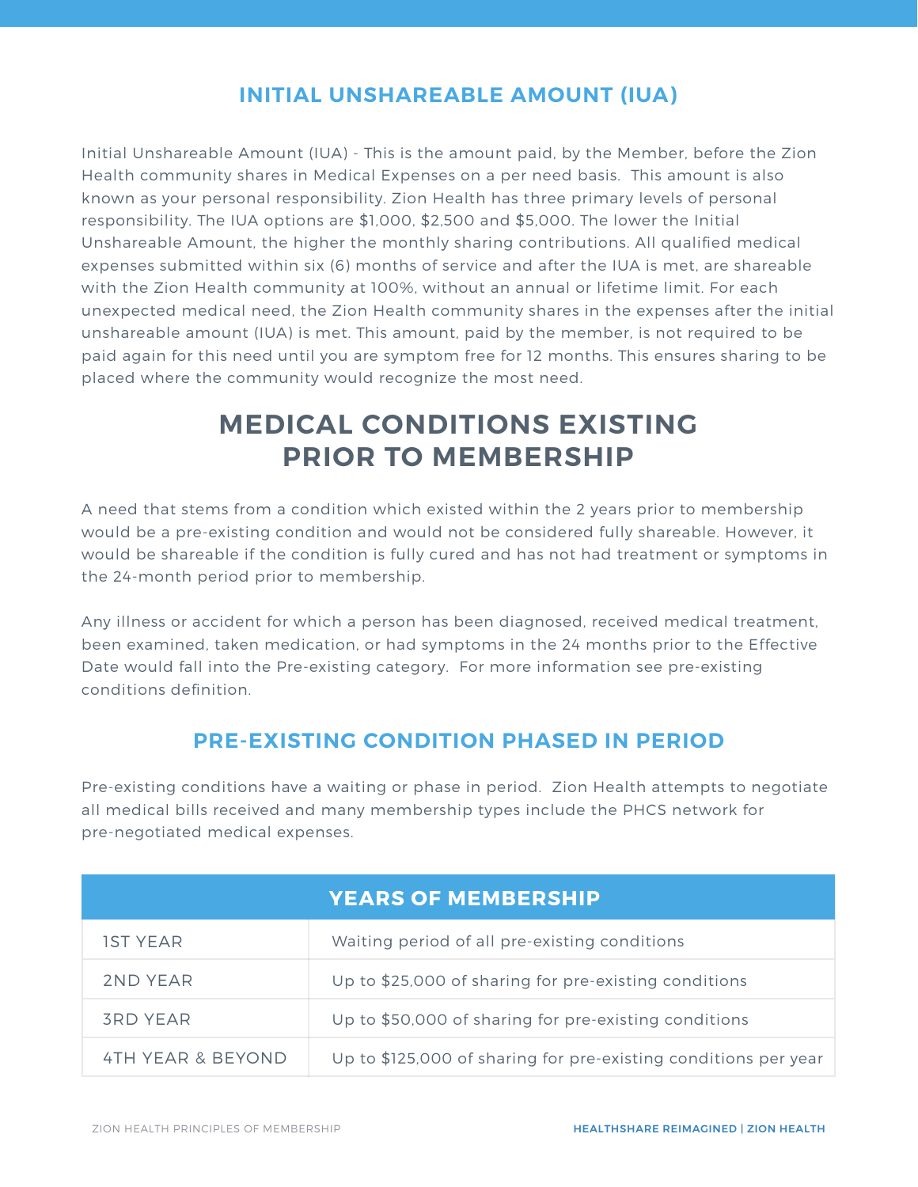## INITIAL UNSHAREABLE AMOUNT (IUA)

Initial Unshareable Amount (IUA) - This is the amount paid, by the Member, before the Zion Health community shares in Medical Expenses on a per need basis.  This amount is also known as your personal responsibility. Zion Health has three primary levels of personal responsibility. The IUA options are $1,000, $2,500 and $5,000. The lower the Initial Unshareable Amount, the higher the monthly sharing contributions. All qualified medical expenses submitted within six (6) months of service and after the IUA is met, are shareable with the Zion Health community at 100%, without an annual or lifetime limit. For each unexpected medical need, the Zion Health community shares in the expenses after the initial unshareable amount (IUA) is met. This amount, paid by the member, is not required to be paid again for this need until you are symptom free for 12 months. This ensures sharing to be placed where the community would recognize the most need.

# MEDICAL CONDITIONS EXISTING PRIOR TO MEMBERSHIP

A need that stems from a condition which existed within the 2 years prior to membership would be a pre-existing condition and would not be considered fully shareable. However, it would be shareable if the condition is fully cured and has not had treatment or symptoms in the 24-month period prior to membership.

Any illness or accident for which a person has been diagnosed, received medical treatment, been examined, taken medication, or had symptoms in the 24 months prior to the Effective Date would fall into the Pre-existing category.  For more information see pre-existing conditions definition.

## PRE-EXISTING CONDITION PHASED IN PERIOD

Pre-existing conditions have a waiting or phase in period.  Zion Health attempts to negotiate all medical bills received and many membership types include the PHCS network for pre-negotiated medical expenses.

| YEARS OF MEMBERSHIP | |
|---|---|
| 1ST YEAR | Waiting period of all pre-existing conditions |
| 2ND YEAR | Up to $25,000 of sharing for pre-existing conditions |
| 3RD YEAR | Up to $50,000 of sharing for pre-existing conditions |
| 4TH YEAR & BEYOND | Up to $125,000 of sharing for pre-existing conditions per year |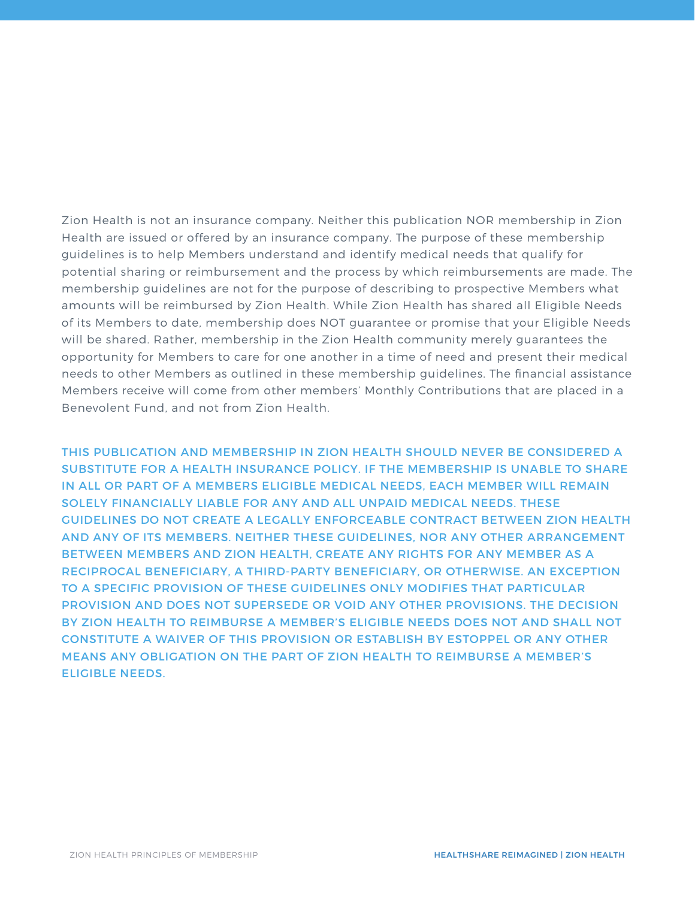Zion Health is not an insurance company. Neither this publication NOR membership in Zion Health are issued or offered by an insurance company. The purpose of these membership guidelines is to help Members understand and identify medical needs that qualify for potential sharing or reimbursement and the process by which reimbursements are made. The membership guidelines are not for the purpose of describing to prospective Members what amounts will be reimbursed by Zion Health. While Zion Health has shared all Eligible Needs of its Members to date, membership does NOT guarantee or promise that your Eligible Needs will be shared. Rather, membership in the Zion Health community merely guarantees the opportunity for Members to care for one another in a time of need and present their medical needs to other Members as outlined in these membership guidelines. The financial assistance Members receive will come from other members' Monthly Contributions that are placed in a Benevolent Fund, and not from Zion Health.

THIS PUBLICATION AND MEMBERSHIP IN ZION HEALTH SHOULD NEVER BE CONSIDERED A SUBSTITUTE FOR A HEALTH INSURANCE POLICY. IF THE MEMBERSHIP IS UNABLE TO SHARE IN ALL OR PART OF A MEMBERS ELIGIBLE MEDICAL NEEDS, EACH MEMBER WILL REMAIN SOLELY FINANCIALLY LIABLE FOR ANY AND ALL UNPAID MEDICAL NEEDS. THESE GUIDELINES DO NOT CREATE A LEGALLY ENFORCEABLE CONTRACT BETWEEN ZION HEALTH AND ANY OF ITS MEMBERS. NEITHER THESE GUIDELINES, NOR ANY OTHER ARRANGEMENT BETWEEN MEMBERS AND ZION HEALTH, CREATE ANY RIGHTS FOR ANY MEMBER AS A RECIPROCAL BENEFICIARY, A THIRD-PARTY BENEFICIARY, OR OTHERWISE. AN EXCEPTION TO A SPECIFIC PROVISION OF THESE GUIDELINES ONLY MODIFIES THAT PARTICULAR PROVISION AND DOES NOT SUPERSEDE OR VOID ANY OTHER PROVISIONS. THE DECISION BY ZION HEALTH TO REIMBURSE A MEMBER'S ELIGIBLE NEEDS DOES NOT AND SHALL NOT CONSTITUTE A WAIVER OF THIS PROVISION OR ESTABLISH BY ESTOPPEL OR ANY OTHER MEANS ANY OBLIGATION ON THE PART OF ZION HEALTH TO REIMBURSE A MEMBER'S ELIGIBLE NEEDS.